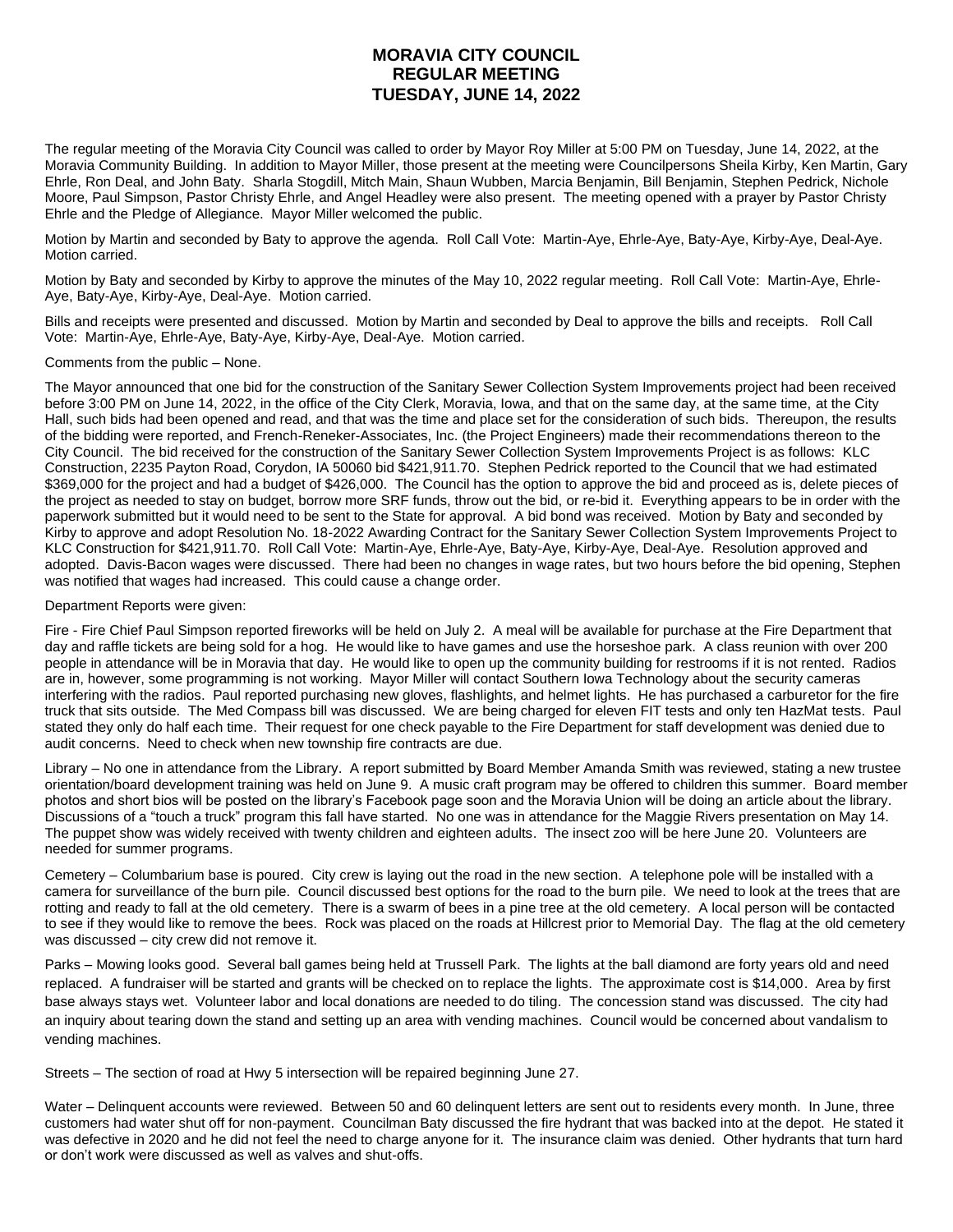# MORAVIA CITY COUNCIL
# REGULAR MEETING
# TUESDAY, JUNE 14, 2022

The regular meeting of the Moravia City Council was called to order by Mayor Roy Miller at 5:00 PM on Tuesday, June 14, 2022, at the Moravia Community Building. In addition to Mayor Miller, those present at the meeting were Councilpersons Sheila Kirby, Ken Martin, Gary Ehrle, Ron Deal, and John Baty. Sharla Stogdill, Mitch Main, Shaun Wubben, Marcia Benjamin, Bill Benjamin, Stephen Pedrick, Nichole Moore, Paul Simpson, Pastor Christy Ehrle, and Angel Headley were also present. The meeting opened with a prayer by Pastor Christy Ehrle and the Pledge of Allegiance. Mayor Miller welcomed the public.

Motion by Martin and seconded by Baty to approve the agenda. Roll Call Vote: Martin-Aye, Ehrle-Aye, Baty-Aye, Kirby-Aye, Deal-Aye. Motion carried.

Motion by Baty and seconded by Kirby to approve the minutes of the May 10, 2022 regular meeting. Roll Call Vote: Martin-Aye, Ehrle-Aye, Baty-Aye, Kirby-Aye, Deal-Aye. Motion carried.

Bills and receipts were presented and discussed. Motion by Martin and seconded by Deal to approve the bills and receipts. Roll Call Vote: Martin-Aye, Ehrle-Aye, Baty-Aye, Kirby-Aye, Deal-Aye. Motion carried.

Comments from the public – None.

The Mayor announced that one bid for the construction of the Sanitary Sewer Collection System Improvements project had been received before 3:00 PM on June 14, 2022, in the office of the City Clerk, Moravia, Iowa, and that on the same day, at the same time, at the City Hall, such bids had been opened and read, and that was the time and place set for the consideration of such bids. Thereupon, the results of the bidding were reported, and French-Reneker-Associates, Inc. (the Project Engineers) made their recommendations thereon to the City Council. The bid received for the construction of the Sanitary Sewer Collection System Improvements Project is as follows: KLC Construction, 2235 Payton Road, Corydon, IA 50060 bid $421,911.70. Stephen Pedrick reported to the Council that we had estimated $369,000 for the project and had a budget of $426,000. The Council has the option to approve the bid and proceed as is, delete pieces of the project as needed to stay on budget, borrow more SRF funds, throw out the bid, or re-bid it. Everything appears to be in order with the paperwork submitted but it would need to be sent to the State for approval. A bid bond was received. Motion by Baty and seconded by Kirby to approve and adopt Resolution No. 18-2022 Awarding Contract for the Sanitary Sewer Collection System Improvements Project to KLC Construction for $421,911.70. Roll Call Vote: Martin-Aye, Ehrle-Aye, Baty-Aye, Kirby-Aye, Deal-Aye. Resolution approved and adopted. Davis-Bacon wages were discussed. There had been no changes in wage rates, but two hours before the bid opening, Stephen was notified that wages had increased. This could cause a change order.

Department Reports were given:

Fire - Fire Chief Paul Simpson reported fireworks will be held on July 2. A meal will be available for purchase at the Fire Department that day and raffle tickets are being sold for a hog. He would like to have games and use the horseshoe park. A class reunion with over 200 people in attendance will be in Moravia that day. He would like to open up the community building for restrooms if it is not rented. Radios are in, however, some programming is not working. Mayor Miller will contact Southern Iowa Technology about the security cameras interfering with the radios. Paul reported purchasing new gloves, flashlights, and helmet lights. He has purchased a carburetor for the fire truck that sits outside. The Med Compass bill was discussed. We are being charged for eleven FIT tests and only ten HazMat tests. Paul stated they only do half each time. Their request for one check payable to the Fire Department for staff development was denied due to audit concerns. Need to check when new township fire contracts are due.

Library – No one in attendance from the Library. A report submitted by Board Member Amanda Smith was reviewed, stating a new trustee orientation/board development training was held on June 9. A music craft program may be offered to children this summer. Board member photos and short bios will be posted on the library's Facebook page soon and the Moravia Union will be doing an article about the library. Discussions of a "touch a truck" program this fall have started. No one was in attendance for the Maggie Rivers presentation on May 14. The puppet show was widely received with twenty children and eighteen adults. The insect zoo will be here June 20. Volunteers are needed for summer programs.

Cemetery – Columbarium base is poured. City crew is laying out the road in the new section. A telephone pole will be installed with a camera for surveillance of the burn pile. Council discussed best options for the road to the burn pile. We need to look at the trees that are rotting and ready to fall at the old cemetery. There is a swarm of bees in a pine tree at the old cemetery. A local person will be contacted to see if they would like to remove the bees. Rock was placed on the roads at Hillcrest prior to Memorial Day. The flag at the old cemetery was discussed – city crew did not remove it.

Parks – Mowing looks good. Several ball games being held at Trussell Park. The lights at the ball diamond are forty years old and need replaced. A fundraiser will be started and grants will be checked on to replace the lights. The approximate cost is $14,000. Area by first base always stays wet. Volunteer labor and local donations are needed to do tiling. The concession stand was discussed. The city had an inquiry about tearing down the stand and setting up an area with vending machines. Council would be concerned about vandalism to vending machines.

Streets – The section of road at Hwy 5 intersection will be repaired beginning June 27.

Water – Delinquent accounts were reviewed. Between 50 and 60 delinquent letters are sent out to residents every month. In June, three customers had water shut off for non-payment. Councilman Baty discussed the fire hydrant that was backed into at the depot. He stated it was defective in 2020 and he did not feel the need to charge anyone for it. The insurance claim was denied. Other hydrants that turn hard or don't work were discussed as well as valves and shut-offs.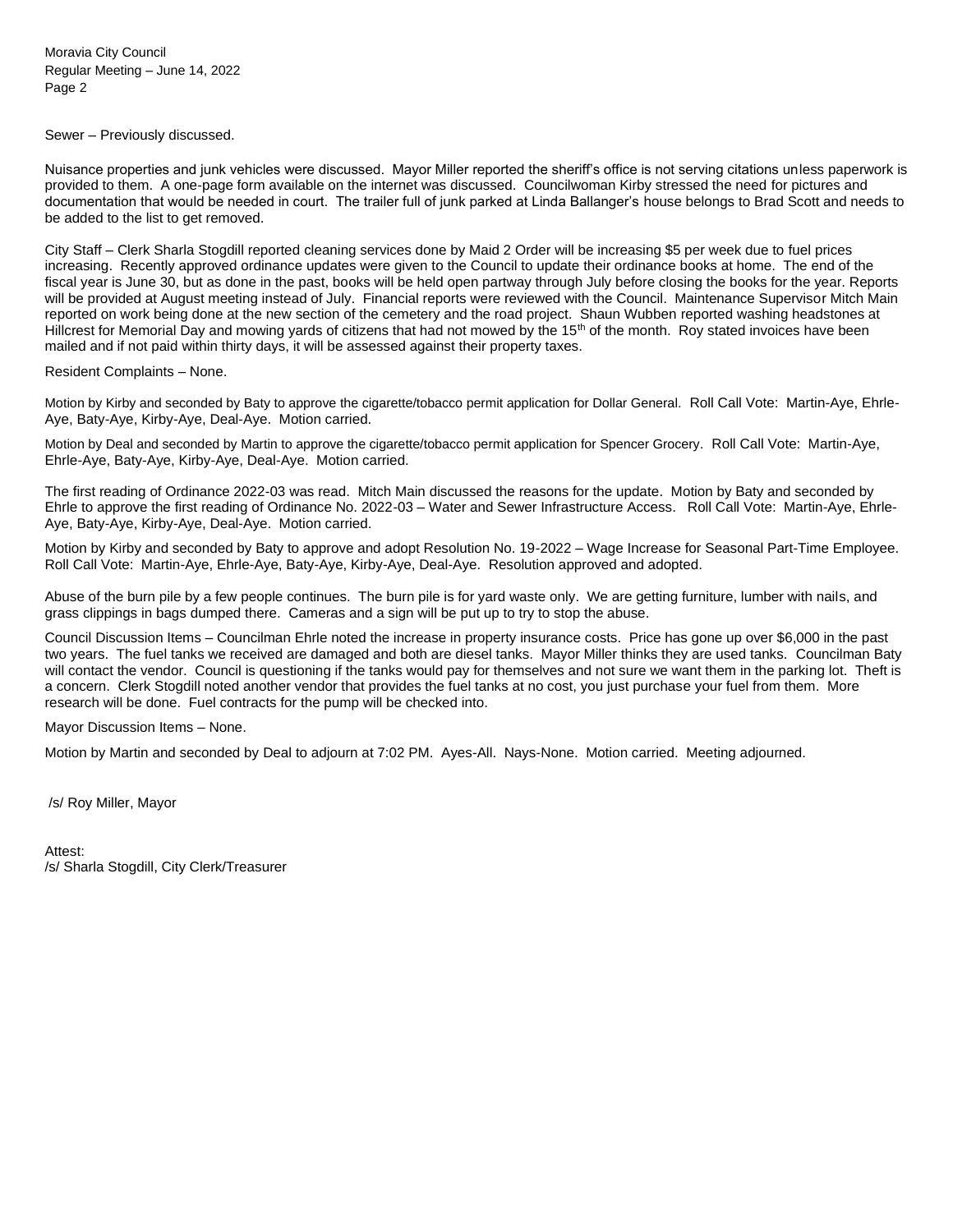Sewer – Previously discussed.

Nuisance properties and junk vehicles were discussed. Mayor Miller reported the sheriff's office is not serving citations unless paperwork is provided to them. A one-page form available on the internet was discussed. Councilwoman Kirby stressed the need for pictures and documentation that would be needed in court. The trailer full of junk parked at Linda Ballanger's house belongs to Brad Scott and needs to be added to the list to get removed.

City Staff – Clerk Sharla Stogdill reported cleaning services done by Maid 2 Order will be increasing $5 per week due to fuel prices increasing. Recently approved ordinance updates were given to the Council to update their ordinance books at home. The end of the fiscal year is June 30, but as done in the past, books will be held open partway through July before closing the books for the year. Reports will be provided at August meeting instead of July. Financial reports were reviewed with the Council. Maintenance Supervisor Mitch Main reported on work being done at the new section of the cemetery and the road project. Shaun Wubben reported washing headstones at Hillcrest for Memorial Day and mowing yards of citizens that had not mowed by the 15th of the month. Roy stated invoices have been mailed and if not paid within thirty days, it will be assessed against their property taxes.

Resident Complaints – None.

Motion by Kirby and seconded by Baty to approve the cigarette/tobacco permit application for Dollar General. Roll Call Vote: Martin-Aye, Ehrle-Aye, Baty-Aye, Kirby-Aye, Deal-Aye. Motion carried.

Motion by Deal and seconded by Martin to approve the cigarette/tobacco permit application for Spencer Grocery. Roll Call Vote: Martin-Aye, Ehrle-Aye, Baty-Aye, Kirby-Aye, Deal-Aye. Motion carried.

The first reading of Ordinance 2022-03 was read. Mitch Main discussed the reasons for the update. Motion by Baty and seconded by Ehrle to approve the first reading of Ordinance No. 2022-03 – Water and Sewer Infrastructure Access. Roll Call Vote: Martin-Aye, Ehrle-Aye, Baty-Aye, Kirby-Aye, Deal-Aye. Motion carried.

Motion by Kirby and seconded by Baty to approve and adopt Resolution No. 19-2022 – Wage Increase for Seasonal Part-Time Employee. Roll Call Vote: Martin-Aye, Ehrle-Aye, Baty-Aye, Kirby-Aye, Deal-Aye. Resolution approved and adopted.

Abuse of the burn pile by a few people continues. The burn pile is for yard waste only. We are getting furniture, lumber with nails, and grass clippings in bags dumped there. Cameras and a sign will be put up to try to stop the abuse.

Council Discussion Items – Councilman Ehrle noted the increase in property insurance costs. Price has gone up over $6,000 in the past two years. The fuel tanks we received are damaged and both are diesel tanks. Mayor Miller thinks they are used tanks. Councilman Baty will contact the vendor. Council is questioning if the tanks would pay for themselves and not sure we want them in the parking lot. Theft is a concern. Clerk Stogdill noted another vendor that provides the fuel tanks at no cost, you just purchase your fuel from them. More research will be done. Fuel contracts for the pump will be checked into.

Mayor Discussion Items – None.

Motion by Martin and seconded by Deal to adjourn at 7:02 PM. Ayes-All. Nays-None. Motion carried. Meeting adjourned.

/s/ Roy Miller, Mayor

Attest:
/s/ Sharla Stogdill, City Clerk/Treasurer